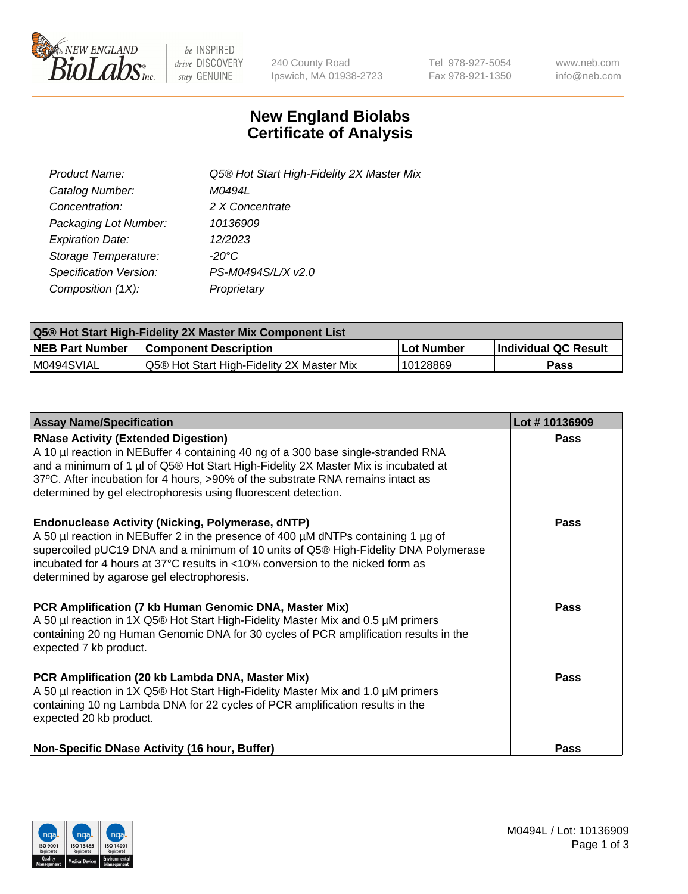# New England Biolabs Certificate of Analysis

| | |
|---|---|
| *Product Name:* | *Q5® Hot Start High-Fidelity 2X Master Mix* |
| *Catalog Number:* | *M0494L* |
| *Concentration:* | *2 X Concentrate* |
| *Packaging Lot Number:* | *10136909* |
| *Expiration Date:* | *12/2023* |
| *Storage Temperature:* | *-20°C* |
| *Specification Version:* | *PS-M0494S/L/X v2.0* |
| *Composition (1X):* | *Proprietary* |

| Q5® Hot Start High-Fidelity 2X Master Mix Component List | | | |
|---|---|---|---|
| **NEB Part Number** | **Component Description** | **Lot Number** | **Individual QC Result** |
| M0494SVIAL | Q5® Hot Start High-Fidelity 2X Master Mix | 10128869 | **Pass** |

| Assay Name/Specification | Lot # 10136909 |
|---|---|
| **RNase Activity (Extended Digestion)** A 10 µl reaction in NEBuffer 4 containing 40 ng of a 300 base single-stranded RNA and a minimum of 1 µl of Q5® Hot Start High-Fidelity 2X Master Mix is incubated at 37ºC. After incubation for 4 hours, >90% of the substrate RNA remains intact as determined by gel electrophoresis using fluorescent detection. | **Pass** |
| **Endonuclease Activity (Nicking, Polymerase, dNTP)** A 50 µl reaction in NEBuffer 2 in the presence of 400 µM dNTPs containing 1 µg of supercoiled pUC19 DNA and a minimum of 10 units of Q5® High-Fidelity DNA Polymerase incubated for 4 hours at 37°C results in <10% conversion to the nicked form as determined by agarose gel electrophoresis. | **Pass** |
| **PCR Amplification (7 kb Human Genomic DNA, Master Mix)** A 50 µl reaction in 1X Q5® Hot Start High-Fidelity Master Mix and 0.5 µM primers containing 20 ng Human Genomic DNA for 30 cycles of PCR amplification results in the expected 7 kb product. | **Pass** |
| **PCR Amplification (20 kb Lambda DNA, Master Mix)** A 50 µl reaction in 1X Q5® Hot Start High-Fidelity Master Mix and 1.0 µM primers containing 10 ng Lambda DNA for 22 cycles of PCR amplification results in the expected 20 kb product. | **Pass** |
| **Non-Specific DNase Activity (16 hour, Buffer)** | **Pass** |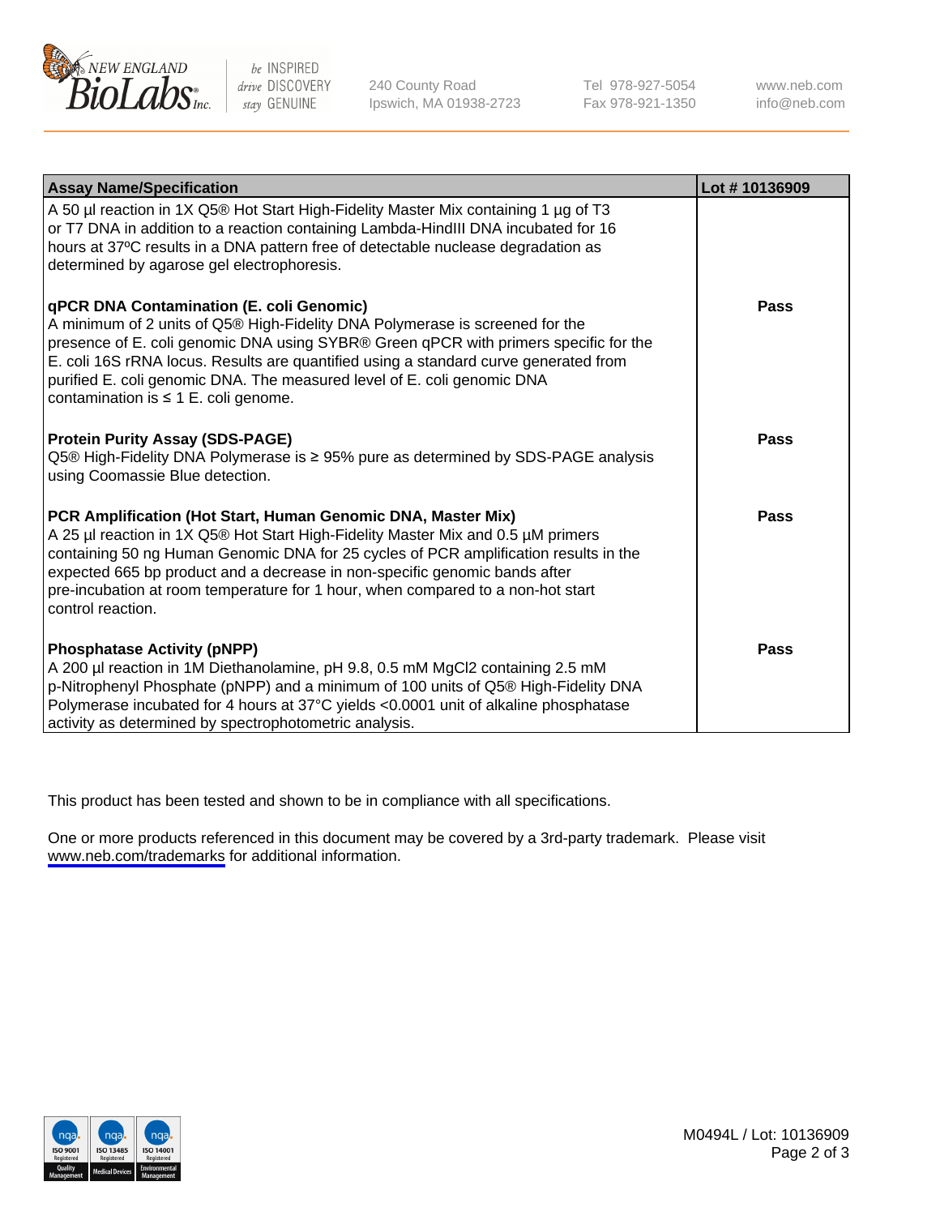| Assay Name/Specification | Lot # 10136909 |
| --- | --- |
| A 50 µl reaction in 1X Q5® Hot Start High-Fidelity Master Mix containing 1 µg of T3 or T7 DNA in addition to a reaction containing Lambda-HindIII DNA incubated for 16 hours at 37ºC results in a DNA pattern free of detectable nuclease degradation as determined by agarose gel electrophoresis. | |
| **qPCR DNA Contamination (E. coli Genomic)**<br>A minimum of 2 units of Q5® High-Fidelity DNA Polymerase is screened for the presence of E. coli genomic DNA using SYBR® Green qPCR with primers specific for the E. coli 16S rRNA locus. Results are quantified using a standard curve generated from purified E. coli genomic DNA. The measured level of E. coli genomic DNA contamination is ≤ 1 E. coli genome. | **Pass** |
| **Protein Purity Assay (SDS-PAGE)**<br>Q5® High-Fidelity DNA Polymerase is ≥ 95% pure as determined by SDS-PAGE analysis using Coomassie Blue detection. | **Pass** |
| **PCR Amplification (Hot Start, Human Genomic DNA, Master Mix)**<br>A 25 µl reaction in 1X Q5® Hot Start High-Fidelity Master Mix and 0.5 µM primers containing 50 ng Human Genomic DNA for 25 cycles of PCR amplification results in the expected 665 bp product and a decrease in non-specific genomic bands after pre-incubation at room temperature for 1 hour, when compared to a non-hot start control reaction. | **Pass** |
| **Phosphatase Activity (pNPP)**<br>A 200 µl reaction in 1M Diethanolamine, pH 9.8, 0.5 mM $MgCl_2$ containing 2.5 mM p-Nitrophenyl Phosphate (pNPP) and a minimum of 100 units of Q5® High-Fidelity DNA Polymerase incubated for 4 hours at 37°C yields <0.0001 unit of alkaline phosphatase activity as determined by spectrophotometric analysis. | **Pass** |

This product has been tested and shown to be in compliance with all specifications.

One or more products referenced in this document may be covered by a 3rd-party trademark. Please visit www.neb.com/trademarks for additional information.

M0494L / Lot: 10136909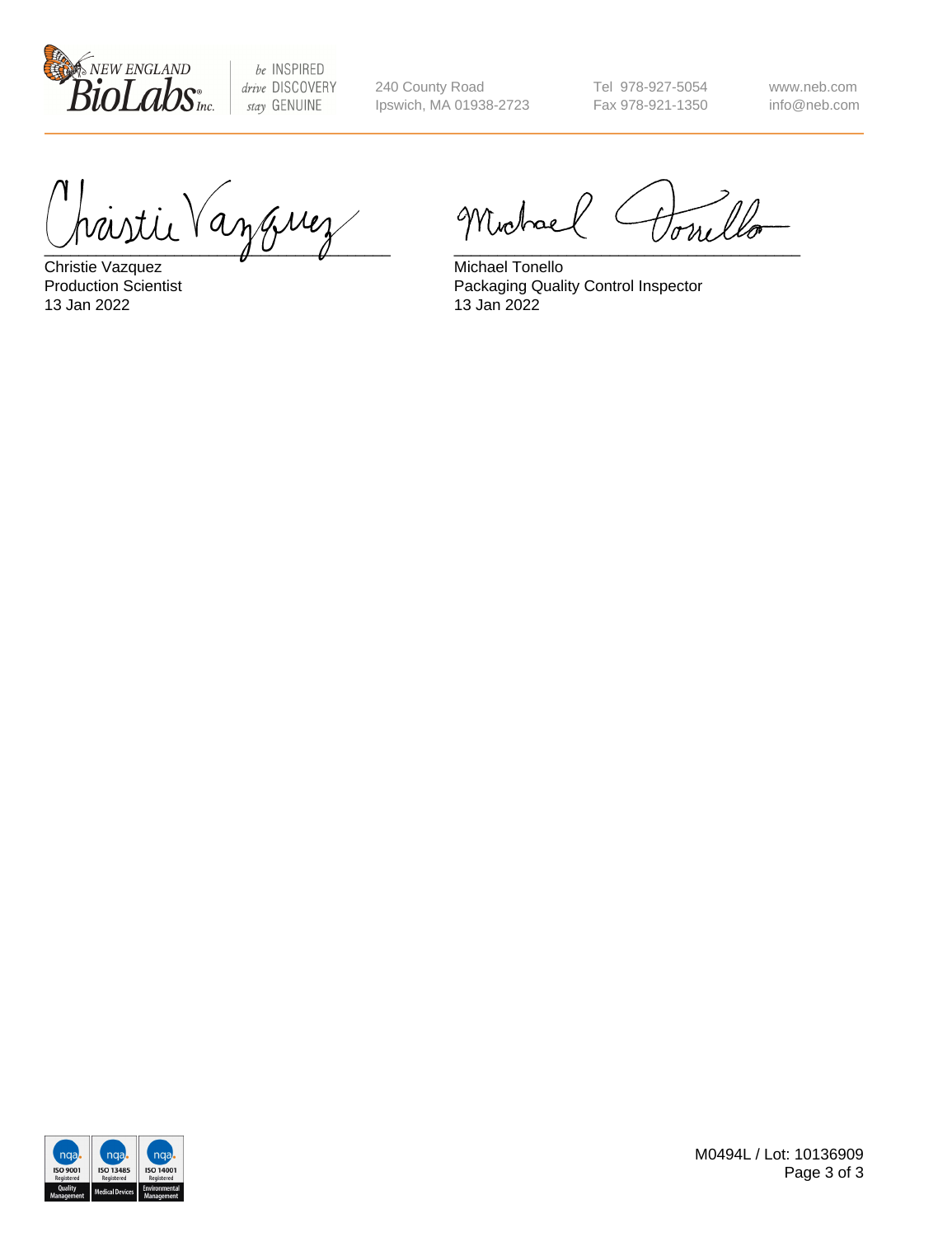240 County Road
Ipswich, MA 01938-2723

Tel 978-927-5054
Fax 978-921-1350

www.neb.com
info@neb.com

Christie Vazquez
Production Scientist
13 Jan 2022

Michael Tonello
Packaging Quality Control Inspector
13 Jan 2022

M0494L / Lot: 10136909